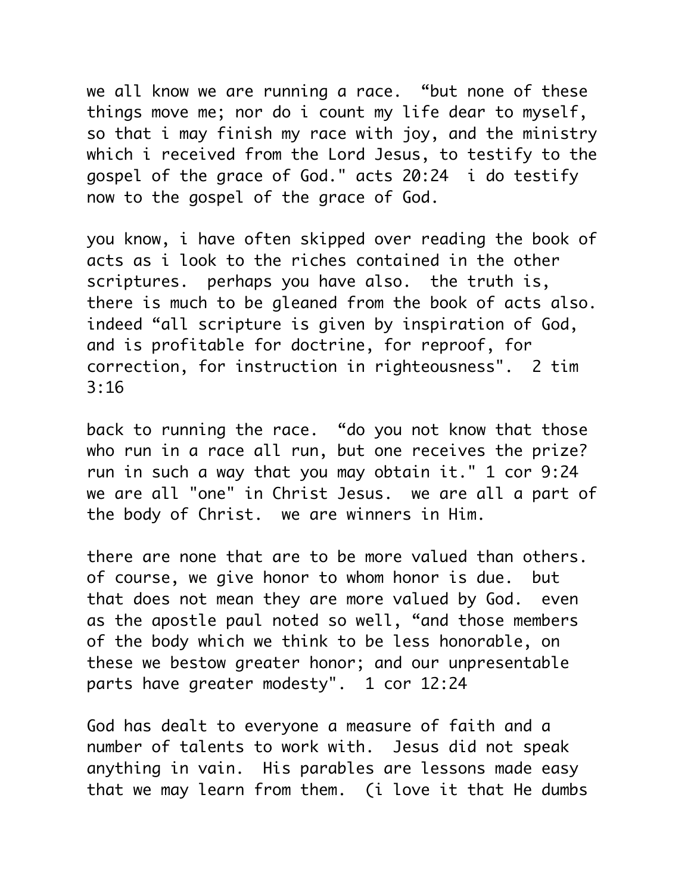we all know we are running a race. “but none of these things move me; nor do i count my life dear to myself, so that i may finish my race with joy, and the ministry which i received from the Lord Jesus, to testify to the gospel of the grace of God." acts 20:24 i do testify now to the gospel of the grace of God.

you know, i have often skipped over reading the book of acts as i look to the riches contained in the other scriptures. perhaps you have also. the truth is, there is much to be gleaned from the book of acts also. indeed “all scripture is given by inspiration of God, and is profitable for doctrine, for reproof, for correction, for instruction in righteousness". 2 tim 3:16

back to running the race. “do you not know that those who run in a race all run, but one receives the prize? run in such a way that you may obtain it." 1 cor 9:24 we are all "one" in Christ Jesus. we are all a part of the body of Christ. we are winners in Him.

there are none that are to be more valued than others. of course, we give honor to whom honor is due. but that does not mean they are more valued by God. even as the apostle paul noted so well, “and those members of the body which we think to be less honorable, on these we bestow greater honor; and our unpresentable parts have greater modesty". 1 cor 12:24

God has dealt to everyone a measure of faith and a number of talents to work with. Jesus did not speak anything in vain. His parables are lessons made easy that we may learn from them. (i love it that He dumbs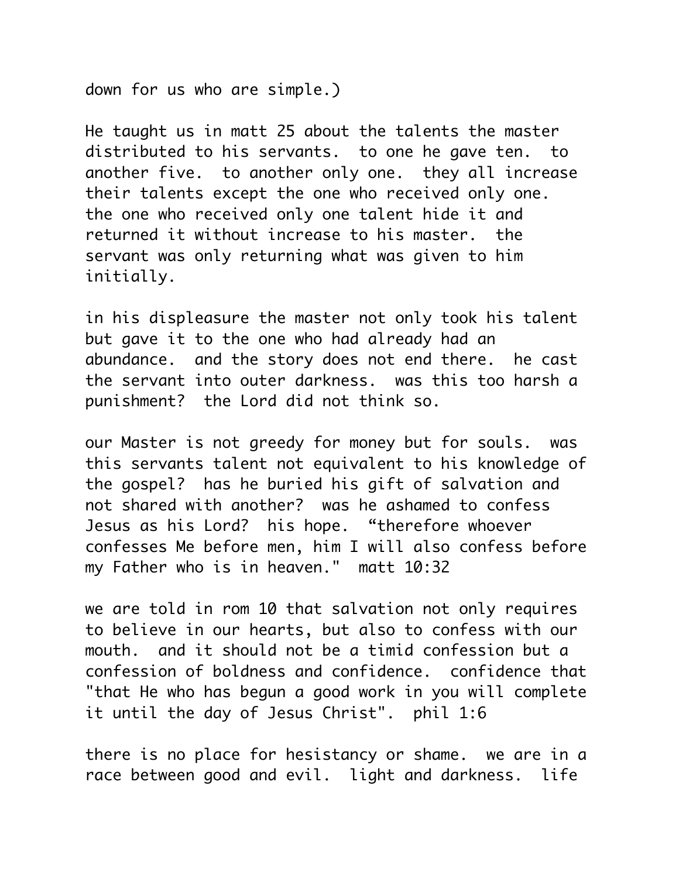down for us who are simple.)

He taught us in matt 25 about the talents the master distributed to his servants. to one he gave ten. to another five. to another only one. they all increase their talents except the one who received only one. the one who received only one talent hide it and returned it without increase to his master. the servant was only returning what was given to him initially.

in his displeasure the master not only took his talent but gave it to the one who had already had an abundance. and the story does not end there. he cast the servant into outer darkness. was this too harsh a punishment? the Lord did not think so.

our Master is not greedy for money but for souls. was this servants talent not equivalent to his knowledge of the gospel? has he buried his gift of salvation and not shared with another? was he ashamed to confess Jesus as his Lord? his hope. “therefore whoever confesses Me before men, him I will also confess before my Father who is in heaven." matt 10:32

we are told in rom 10 that salvation not only requires to believe in our hearts, but also to confess with our mouth. and it should not be a timid confession but a confession of boldness and confidence. confidence that "that He who has begun a good work in you will complete it until the day of Jesus Christ". phil 1:6

there is no place for hesistancy or shame. we are in a race between good and evil. light and darkness. life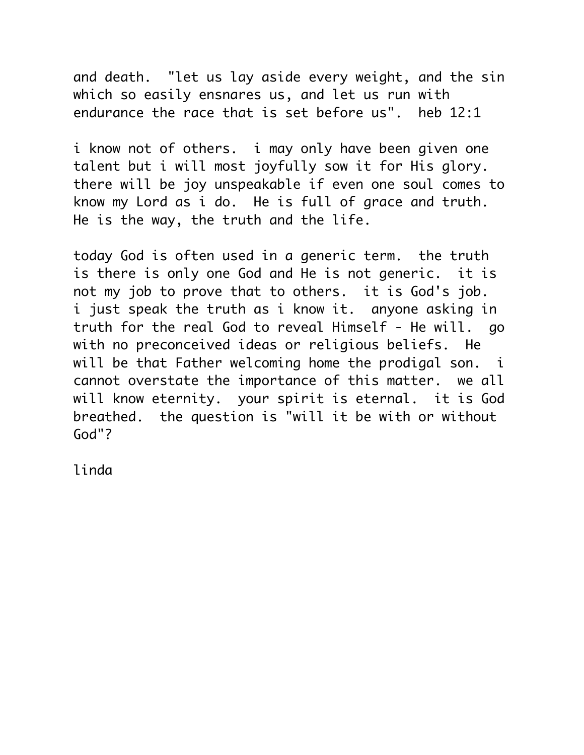and death. "let us lay aside every weight, and the sin which so easily ensnares us, and let us run with endurance the race that is set before us". heb 12:1

i know not of others. i may only have been given one talent but i will most joyfully sow it for His glory. there will be joy unspeakable if even one soul comes to know my Lord as i do. He is full of grace and truth. He is the way, the truth and the life.

today God is often used in a generic term. the truth is there is only one God and He is not generic. it is not my job to prove that to others. it is God's job. i just speak the truth as i know it. anyone asking in truth for the real God to reveal Himself - He will. go with no preconceived ideas or religious beliefs. He will be that Father welcoming home the prodigal son. i cannot overstate the importance of this matter. we all will know eternity. your spirit is eternal. it is God breathed. the question is "will it be with or without God"?

linda